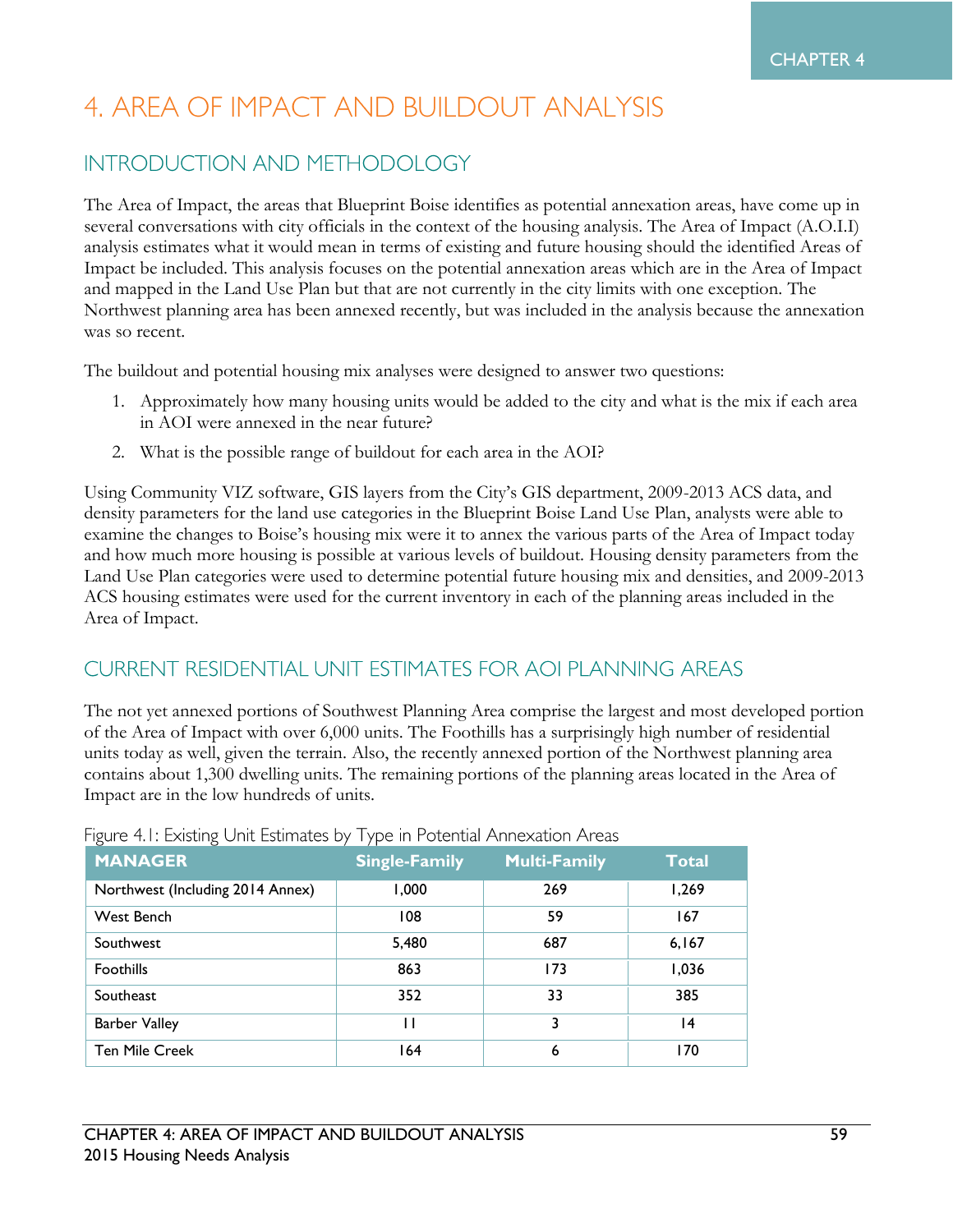# 4. AREA OF IMPACT AND BUILDOUT ANALYSIS

## INTRODUCTION AND METHODOLOGY

The Area of Impact, the areas that Blueprint Boise identifies as potential annexation areas, have come up in several conversations with city officials in the context of the housing analysis. The Area of Impact (A.O.I.I) analysis estimates what it would mean in terms of existing and future housing should the identified Areas of Impact be included. This analysis focuses on the potential annexation areas which are in the Area of Impact and mapped in the Land Use Plan but that are not currently in the city limits with one exception. The Northwest planning area has been annexed recently, but was included in the analysis because the annexation was so recent.

The buildout and potential housing mix analyses were designed to answer two questions:

1. Approximately how many housing units would be added to the city and what is the mix if each area in AOI were annexed in the near future?
2. What is the possible range of buildout for each area in the AOI?

Using Community VIZ software, GIS layers from the City's GIS department, 2009-2013 ACS data, and density parameters for the land use categories in the Blueprint Boise Land Use Plan, analysts were able to examine the changes to Boise's housing mix were it to annex the various parts of the Area of Impact today and how much more housing is possible at various levels of buildout. Housing density parameters from the Land Use Plan categories were used to determine potential future housing mix and densities, and 2009-2013 ACS housing estimates were used for the current inventory in each of the planning areas included in the Area of Impact.

## CURRENT RESIDENTIAL UNIT ESTIMATES FOR AOI PLANNING AREAS

The not yet annexed portions of Southwest Planning Area comprise the largest and most developed portion of the Area of Impact with over 6,000 units. The Foothills has a surprisingly high number of residential units today as well, given the terrain. Also, the recently annexed portion of the Northwest planning area contains about 1,300 dwelling units. The remaining portions of the planning areas located in the Area of Impact are in the low hundreds of units.

Figure 4.1: Existing Unit Estimates by Type in Potential Annexation Areas

| MANAGER | Single-Family | Multi-Family | Total |
|---|---|---|---|
| Northwest (Including 2014 Annex) | 1,000 | 269 | 1,269 |
| West Bench | 108 | 59 | 167 |
| Southwest | 5,480 | 687 | 6,167 |
| Foothills | 863 | 173 | 1,036 |
| Southeast | 352 | 33 | 385 |
| Barber Valley | 11 | 3 | 14 |
| Ten Mile Creek | 164 | 6 | 170 |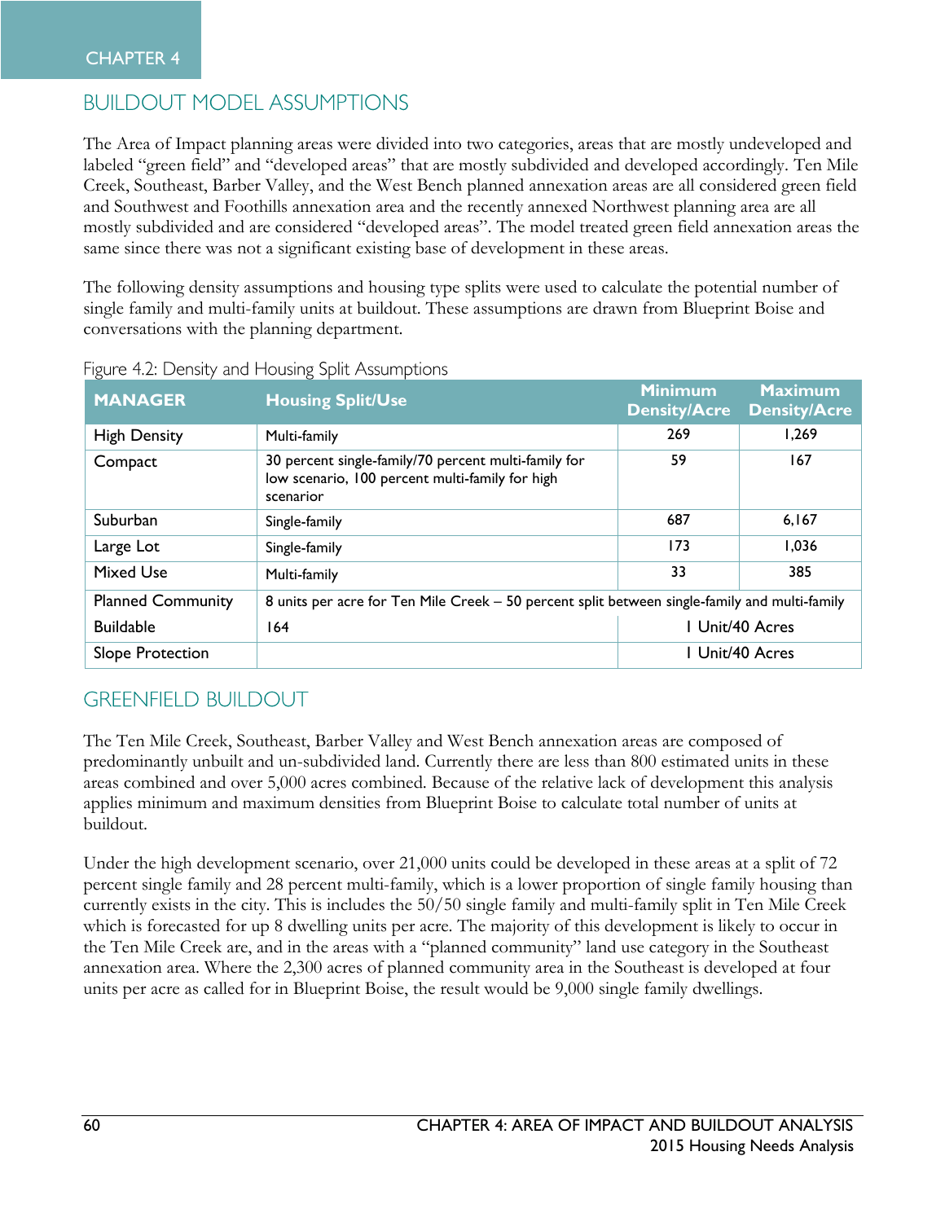## BUILDOUT MODEL ASSUMPTIONS

The Area of Impact planning areas were divided into two categories, areas that are mostly undeveloped and labeled "green field" and "developed areas" that are mostly subdivided and developed accordingly. Ten Mile Creek, Southeast, Barber Valley, and the West Bench planned annexation areas are all considered green field and Southwest and Foothills annexation area and the recently annexed Northwest planning area are all mostly subdivided and are considered "developed areas". The model treated green field annexation areas the same since there was not a significant existing base of development in these areas.

The following density assumptions and housing type splits were used to calculate the potential number of single family and multi-family units at buildout. These assumptions are drawn from Blueprint Boise and conversations with the planning department.

Figure 4.2: Density and Housing Split Assumptions

| MANAGER | Housing Split/Use | Minimum Density/Acre | Maximum Density/Acre |
| --- | --- | --- | --- |
| High Density | Multi-family | 269 | 1,269 |
| Compact | 30 percent single-family/70 percent multi-family for low scenario, 100 percent multi-family for high scenarior | 59 | 167 |
| Suburban | Single-family | 687 | 6,167 |
| Large Lot | Single-family | 173 | 1,036 |
| Mixed Use | Multi-family | 33 | 385 |
| Planned Community | 8 units per acre for Ten Mile Creek – 50 percent split between single-family and multi-family | | |
| Buildable | 164 | 1 Unit/40 Acres | |
| Slope Protection | | 1 Unit/40 Acres | |

## GREENFIELD BUILDOUT

The Ten Mile Creek, Southeast, Barber Valley and West Bench annexation areas are composed of predominantly unbuilt and un-subdivided land. Currently there are less than 800 estimated units in these areas combined and over 5,000 acres combined. Because of the relative lack of development this analysis applies minimum and maximum densities from Blueprint Boise to calculate total number of units at buildout.

Under the high development scenario, over 21,000 units could be developed in these areas at a split of 72 percent single family and 28 percent multi-family, which is a lower proportion of single family housing than currently exists in the city. This is includes the 50/50 single family and multi-family split in Ten Mile Creek which is forecasted for up 8 dwelling units per acre. The majority of this development is likely to occur in the Ten Mile Creek are, and in the areas with a "planned community" land use category in the Southeast annexation area. Where the 2,300 acres of planned community area in the Southeast is developed at four units per acre as called for in Blueprint Boise, the result would be 9,000 single family dwellings.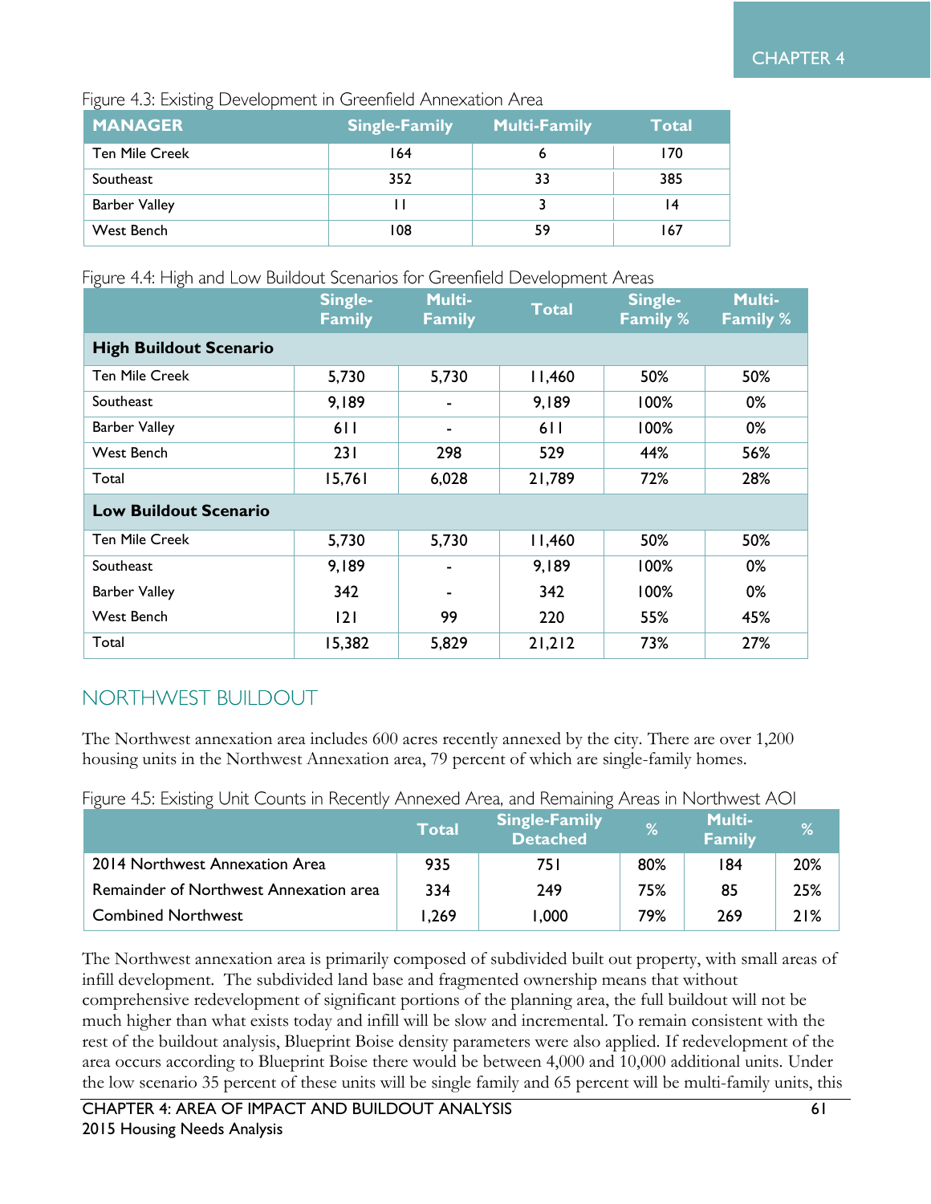Figure 4.3: Existing Development in Greenfield Annexation Area

| MANAGER | Single-Family | Multi-Family | Total |
|---|---|---|---|
| Ten Mile Creek | 164 | 6 | 170 |
| Southeast | 352 | 33 | 385 |
| Barber Valley | 11 | 3 | 14 |
| West Bench | 108 | 59 | 167 |

Figure 4.4: High and Low Buildout Scenarios for Greenfield Development Areas

| | Single-Family | Multi-Family | Total | Single-Family % | Multi-Family % |
|---|---|---|---|---|---|
| **High Buildout Scenario** | | | | | |
| Ten Mile Creek | 5,730 | 5,730 | 11,460 | 50% | 50% |
| Southeast | 9,189 | - | 9,189 | 100% | 0% |
| Barber Valley | 611 | - | 611 | 100% | 0% |
| West Bench | 231 | 298 | 529 | 44% | 56% |
| Total | 15,761 | 6,028 | 21,789 | 72% | 28% |
| **Low Buildout Scenario** | | | | | |
| Ten Mile Creek | 5,730 | 5,730 | 11,460 | 50% | 50% |
| Southeast | 9,189 | - | 9,189 | 100% | 0% |
| Barber Valley | 342 | - | 342 | 100% | 0% |
| West Bench | 121 | 99 | 220 | 55% | 45% |
| Total | 15,382 | 5,829 | 21,212 | 73% | 27% |

## NORTHWEST BUILDOUT

The Northwest annexation area includes 600 acres recently annexed by the city. There are over 1,200 housing units in the Northwest Annexation area, 79 percent of which are single-family homes.

Figure 4.5: Existing Unit Counts in Recently Annexed Area, and Remaining Areas in Northwest AOI

| | Total | Single-Family Detached | % | Multi-Family | % |
|---|---|---|---|---|---|
| 2014 Northwest Annexation Area | 935 | 751 | 80% | 184 | 20% |
| Remainder of Northwest Annexation area | 334 | 249 | 75% | 85 | 25% |
| Combined Northwest | 1,269 | 1,000 | 79% | 269 | 21% |

The Northwest annexation area is primarily composed of subdivided built out property, with small areas of infill development. The subdivided land base and fragmented ownership means that without comprehensive redevelopment of significant portions of the planning area, the full buildout will not be much higher than what exists today and infill will be slow and incremental. To remain consistent with the rest of the buildout analysis, Blueprint Boise density parameters were also applied. If redevelopment of the area occurs according to Blueprint Boise there would be between 4,000 and 10,000 additional units. Under the low scenario 35 percent of these units will be single family and 65 percent will be multi-family units, this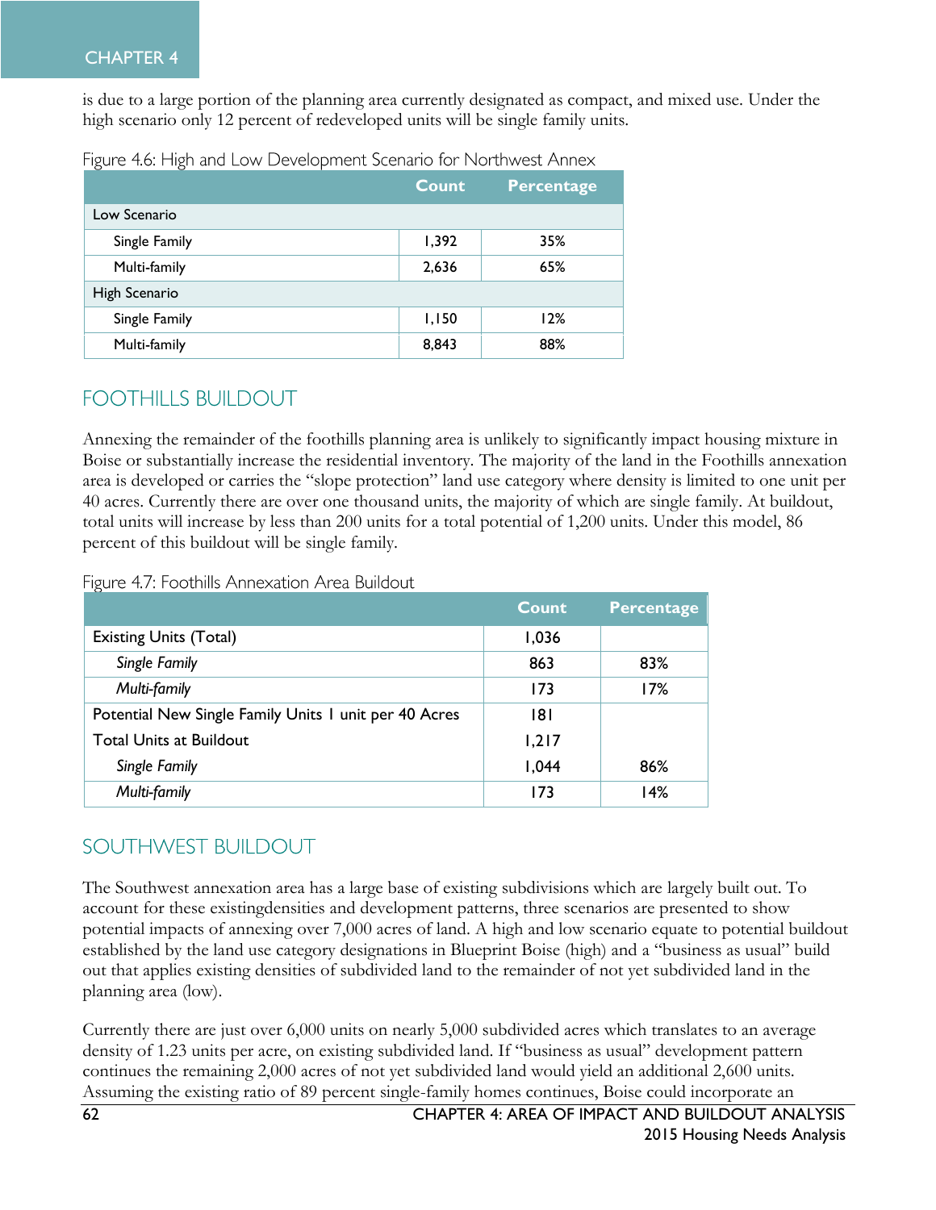is due to a large portion of the planning area currently designated as compact, and mixed use. Under the high scenario only 12 percent of redeveloped units will be single family units.

Figure 4.6: High and Low Development Scenario for Northwest Annex

| | Count | Percentage |
|---|---|---|
| Low Scenario | | |
| Single Family | 1,392 | 35% |
| Multi-family | 2,636 | 65% |
| High Scenario | | |
| Single Family | 1,150 | 12% |
| Multi-family | 8,843 | 88% |

## FOOTHILLS BUILDOUT

Annexing the remainder of the foothills planning area is unlikely to significantly impact housing mixture in Boise or substantially increase the residential inventory. The majority of the land in the Foothills annexation area is developed or carries the "slope protection" land use category where density is limited to one unit per 40 acres. Currently there are over one thousand units, the majority of which are single family. At buildout, total units will increase by less than 200 units for a total potential of 1,200 units. Under this model, 86 percent of this buildout will be single family.

Figure 4.7: Foothills Annexation Area Buildout

| | Count | Percentage |
|---|---|---|
| Existing Units (Total) | 1,036 | |
| *Single Family* | 863 | 83% |
| *Multi-family* | 173 | 17% |
| Potential New Single Family Units 1 unit per 40 Acres | 181 | |
| Total Units at Buildout | 1,217 | |
| *Single Family* | 1,044 | 86% |
| *Multi-family* | 173 | 14% |

## SOUTHWEST BUILDOUT

The Southwest annexation area has a large base of existing subdivisions which are largely built out. To account for these existingdensities and development patterns, three scenarios are presented to show potential impacts of annexing over 7,000 acres of land. A high and low scenario equate to potential buildout established by the land use category designations in Blueprint Boise (high) and a "business as usual" build out that applies existing densities of subdivided land to the remainder of not yet subdivided land in the planning area (low).

Currently there are just over 6,000 units on nearly 5,000 subdivided acres which translates to an average density of 1.23 units per acre, on existing subdivided land. If "business as usual" development pattern continues the remaining 2,000 acres of not yet subdivided land would yield an additional 2,600 units. Assuming the existing ratio of 89 percent single-family homes continues, Boise could incorporate an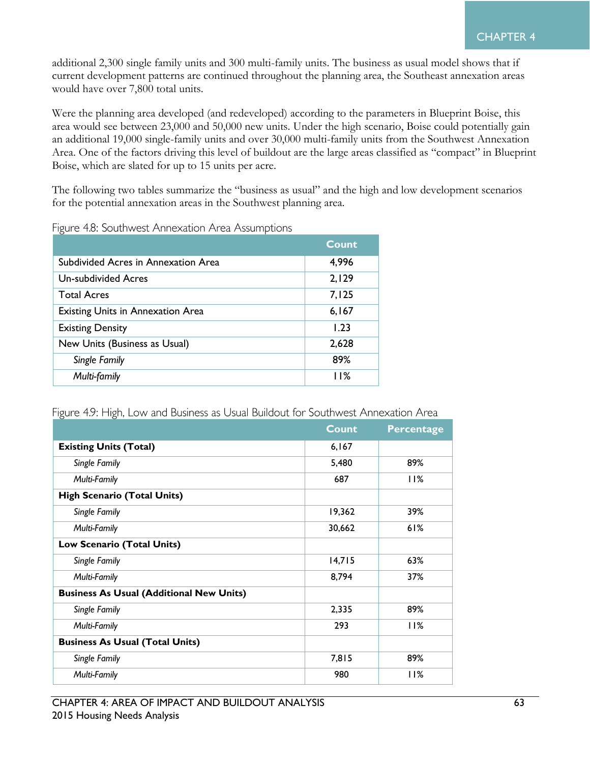additional 2,300 single family units and 300 multi-family units. The business as usual model shows that if current development patterns are continued throughout the planning area, the Southeast annexation areas would have over 7,800 total units.

Were the planning area developed (and redeveloped) according to the parameters in Blueprint Boise, this area would see between 23,000 and 50,000 new units. Under the high scenario, Boise could potentially gain an additional 19,000 single-family units and over 30,000 multi-family units from the Southwest Annexation Area. One of the factors driving this level of buildout are the large areas classified as "compact" in Blueprint Boise, which are slated for up to 15 units per acre.

The following two tables summarize the "business as usual" and the high and low development scenarios for the potential annexation areas in the Southwest planning area.

Figure 4.8: Southwest Annexation Area Assumptions

| | Count |
|---|---|
| Subdivided Acres in Annexation Area | 4,996 |
| Un-subdivided Acres | 2,129 |
| Total Acres | 7,125 |
| Existing Units in Annexation Area | 6,167 |
| Existing Density | 1.23 |
| New Units (Business as Usual) | 2,628 |
| *Single Family* | 89% |
| *Multi-family* | 11% |

Figure 4.9: High, Low and Business as Usual Buildout for Southwest Annexation Area

| | Count | Percentage |
|---|---|---|
| **Existing Units (Total)** | 6,167 | |
| *Single Family* | 5,480 | 89% |
| *Multi-Family* | 687 | 11% |
| **High Scenario (Total Units)** | | |
| *Single Family* | 19,362 | 39% |
| *Multi-Family* | 30,662 | 61% |
| **Low Scenario (Total Units)** | | |
| *Single Family* | 14,715 | 63% |
| *Multi-Family* | 8,794 | 37% |
| **Business As Usual (Additional New Units)** | | |
| *Single Family* | 2,335 | 89% |
| *Multi-Family* | 293 | 11% |
| **Business As Usual (Total Units)** | | |
| *Single Family* | 7,815 | 89% |
| *Multi-Family* | 980 | 11% |